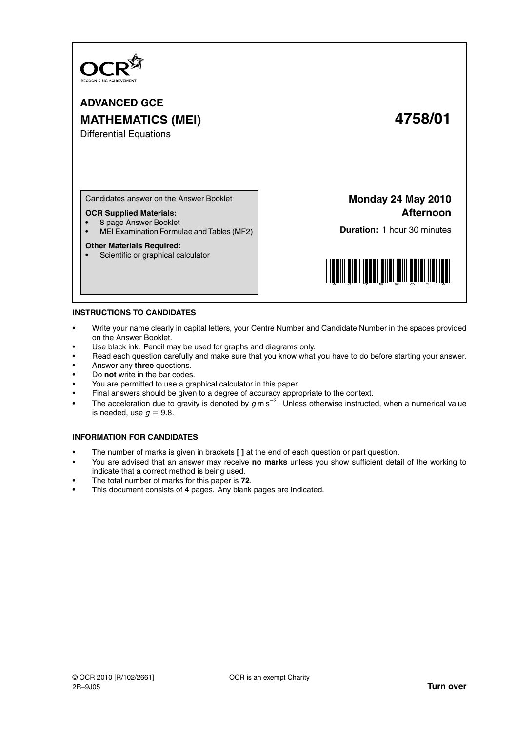OCR
RECOGNISING ACHIEVEMENT

# ADVANCED GCE

# MATHEMATICS (MEI) 4758/01

Differential Equations

Candidates answer on the Answer Booklet

**OCR Supplied Materials:**

- 8 page Answer Booklet
- MEI Examination Formulae and Tables (MF2)

**Other Materials Required:**

- Scientific or graphical calculator

**Monday 24 May 2010**
**Afternoon**

**Duration:** 1 hour 30 minutes

## INSTRUCTIONS TO CANDIDATES

- Write your name clearly in capital letters, your Centre Number and Candidate Number in the spaces provided on the Answer Booklet.
- Use black ink. Pencil may be used for graphs and diagrams only.
- Read each question carefully and make sure that you know what you have to do before starting your answer.
- Answer any **three** questions.
- Do **not** write in the bar codes.
- You are permitted to use a graphical calculator in this paper.
- Final answers should be given to a degree of accuracy appropriate to the context.
- The acceleration due to gravity is denoted by $g\,\text{m}\,\text{s}^{-2}$. Unless otherwise instructed, when a numerical value is needed, use $g = 9.8$.

## INFORMATION FOR CANDIDATES

- The number of marks is given in brackets **[ ]** at the end of each question or part question.
- You are advised that an answer may receive **no marks** unless you show sufficient detail of the working to indicate that a correct method is being used.
- The total number of marks for this paper is **72**.
- This document consists of **4** pages. Any blank pages are indicated.

© OCR 2010 [R/102/2661]
2R–9J05

OCR is an exempt Charity

**Turn over**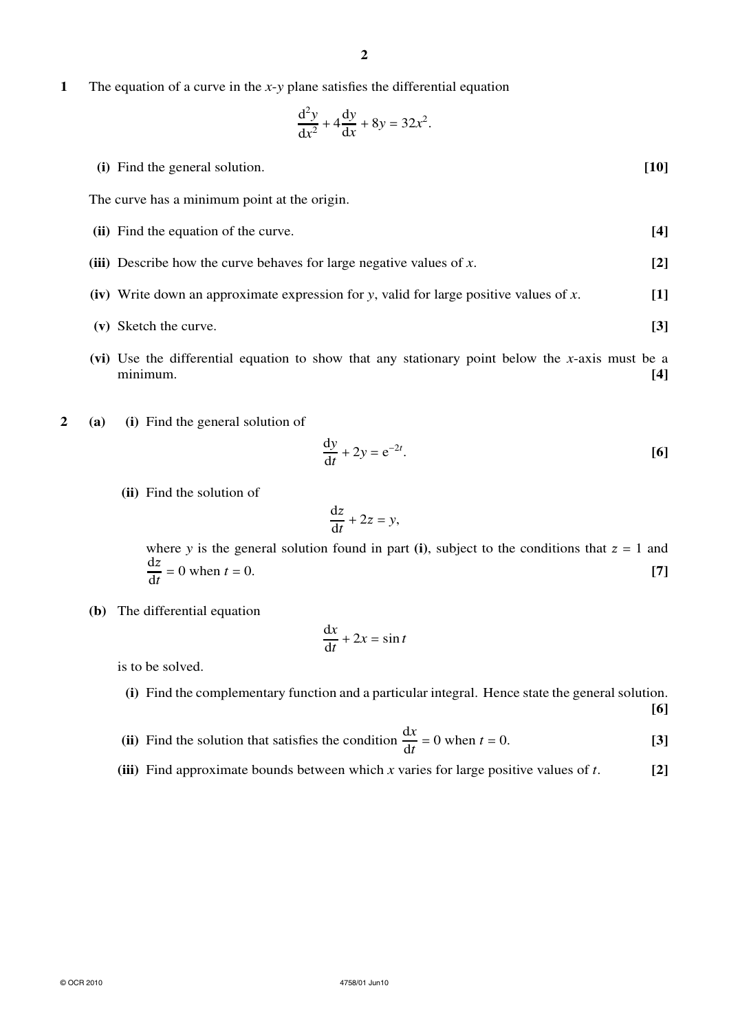**1** The equation of a curve in the $x$-$y$ plane satisfies the differential equation

$$\frac{\mathrm{d}^2y}{\mathrm{d}x^2} + 4\frac{\mathrm{d}y}{\mathrm{d}x} + 8y = 32x^2.$$

**(i)** Find the general solution. **[10]**

The curve has a minimum point at the origin.

**(ii)** Find the equation of the curve. **[4]**

**(iii)** Describe how the curve behaves for large negative values of $x$. **[2]**

**(iv)** Write down an approximate expression for $y$, valid for large positive values of $x$. **[1]**

**(v)** Sketch the curve. **[3]**

**(vi)** Use the differential equation to show that any stationary point below the $x$-axis must be a minimum. **[4]**

**2** **(a)** **(i)** Find the general solution of

$$\frac{\mathrm{d}y}{\mathrm{d}t} + 2y = \mathrm{e}^{-2t}.$$

**[6]**

**(ii)** Find the solution of

$$\frac{\mathrm{d}z}{\mathrm{d}t} + 2z = y,$$

where $y$ is the general solution found in part **(i)**, subject to the conditions that $z = 1$ and $\frac{\mathrm{d}z}{\mathrm{d}t} = 0$ when $t = 0$. **[7]**

**(b)** The differential equation

$$\frac{\mathrm{d}x}{\mathrm{d}t} + 2x = \sin t$$

is to be solved.

**(i)** Find the complementary function and a particular integral. Hence state the general solution. **[6]**

**(ii)** Find the solution that satisfies the condition $\frac{\mathrm{d}x}{\mathrm{d}t} = 0$ when $t = 0$. **[3]**

**(iii)** Find approximate bounds between which $x$ varies for large positive values of $t$. **[2]**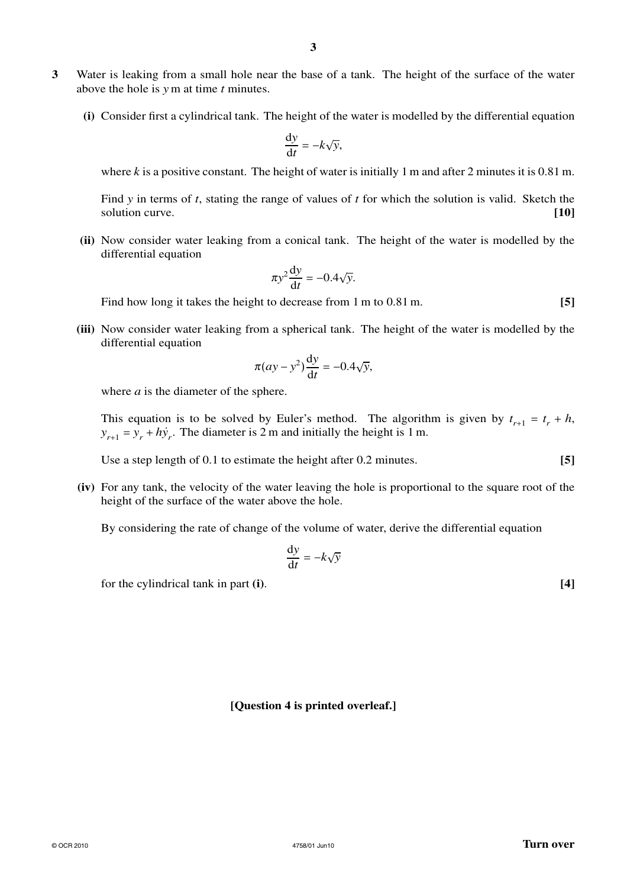**3** Water is leaking from a small hole near the base of a tank. The height of the surface of the water above the hole is $y$ m at time $t$ minutes.

**(i)** Consider first a cylindrical tank. The height of the water is modelled by the differential equation

$$\frac{dy}{dt} = -k\sqrt{y},$$

where $k$ is a positive constant. The height of water is initially 1 m and after 2 minutes it is 0.81 m.

Find $y$ in terms of $t$, stating the range of values of $t$ for which the solution is valid. Sketch the solution curve. **[10]**

**(ii)** Now consider water leaking from a conical tank. The height of the water is modelled by the differential equation

$$\pi y^2 \frac{dy}{dt} = -0.4\sqrt{y}.$$

Find how long it takes the height to decrease from 1 m to 0.81 m. **[5]**

**(iii)** Now consider water leaking from a spherical tank. The height of the water is modelled by the differential equation

$$\pi(ay - y^2)\frac{dy}{dt} = -0.4\sqrt{y},$$

where $a$ is the diameter of the sphere.

This equation is to be solved by Euler's method. The algorithm is given by $t_{r+1} = t_r + h$, $y_{r+1} = y_r + h\dot{y}_r$. The diameter is 2 m and initially the height is 1 m.

Use a step length of 0.1 to estimate the height after 0.2 minutes. **[5]**

**(iv)** For any tank, the velocity of the water leaving the hole is proportional to the square root of the height of the surface of the water above the hole.

By considering the rate of change of the volume of water, derive the differential equation

$$\frac{dy}{dt} = -k\sqrt{y}$$

for the cylindrical tank in part **(i)**. **[4]**

**[Question 4 is printed overleaf.]**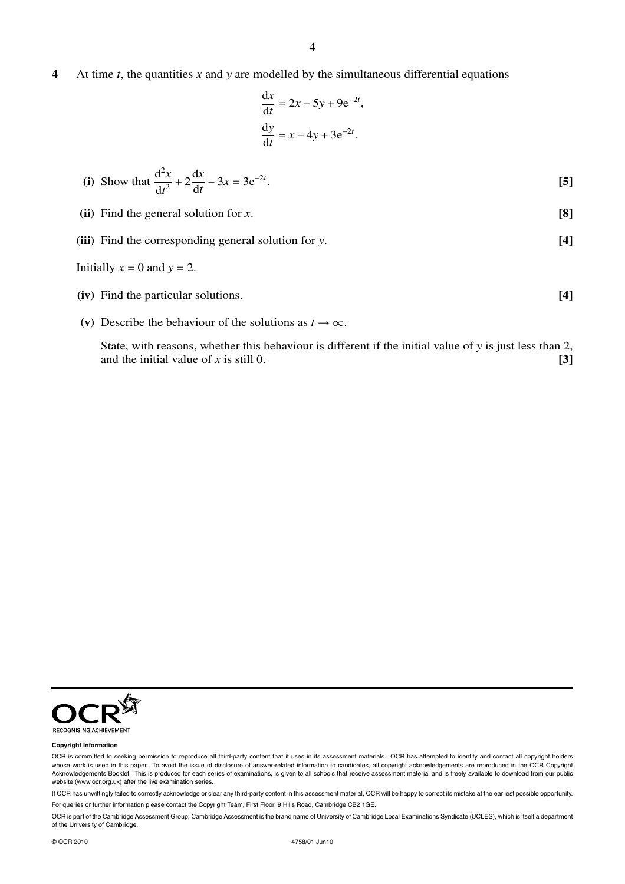**4** At time $t$, the quantities $x$ and $y$ are modelled by the simultaneous differential equations

$$\frac{\mathrm{d}x}{\mathrm{d}t} = 2x - 5y + 9\mathrm{e}^{-2t},$$

$$\frac{\mathrm{d}y}{\mathrm{d}t} = x - 4y + 3\mathrm{e}^{-2t}.$$

**(i)** Show that $\dfrac{\mathrm{d}^2x}{\mathrm{d}t^2} + 2\dfrac{\mathrm{d}x}{\mathrm{d}t} - 3x = 3\mathrm{e}^{-2t}$. **[5]**

**(ii)** Find the general solution for $x$. **[8]**

**(iii)** Find the corresponding general solution for $y$. **[4]**

Initially $x = 0$ and $y = 2$.

**(iv)** Find the particular solutions. **[4]**

**(v)** Describe the behaviour of the solutions as $t \to \infty$.

State, with reasons, whether this behaviour is different if the initial value of $y$ is just less than 2, and the initial value of $x$ is still 0. **[3]**

**Copyright Information**

OCR is committed to seeking permission to reproduce all third-party content that it uses in its assessment materials. OCR has attempted to identify and contact all copyright holders whose work is used in this paper. To avoid the issue of disclosure of answer-related information to candidates, all copyright acknowledgements are reproduced in the OCR Copyright Acknowledgements Booklet. This is produced for each series of examinations, is given to all schools that receive assessment material and is freely available to download from our public website (www.ocr.org.uk) after the live examination series.

If OCR has unwittingly failed to correctly acknowledge or clear any third-party content in this assessment material, OCR will be happy to correct its mistake at the earliest possible opportunity.

For queries or further information please contact the Copyright Team, First Floor, 9 Hills Road, Cambridge CB2 1GE.

OCR is part of the Cambridge Assessment Group; Cambridge Assessment is the brand name of University of Cambridge Local Examinations Syndicate (UCLES), which is itself a department of the University of Cambridge.

© OCR 2010 4758/01 Jun10